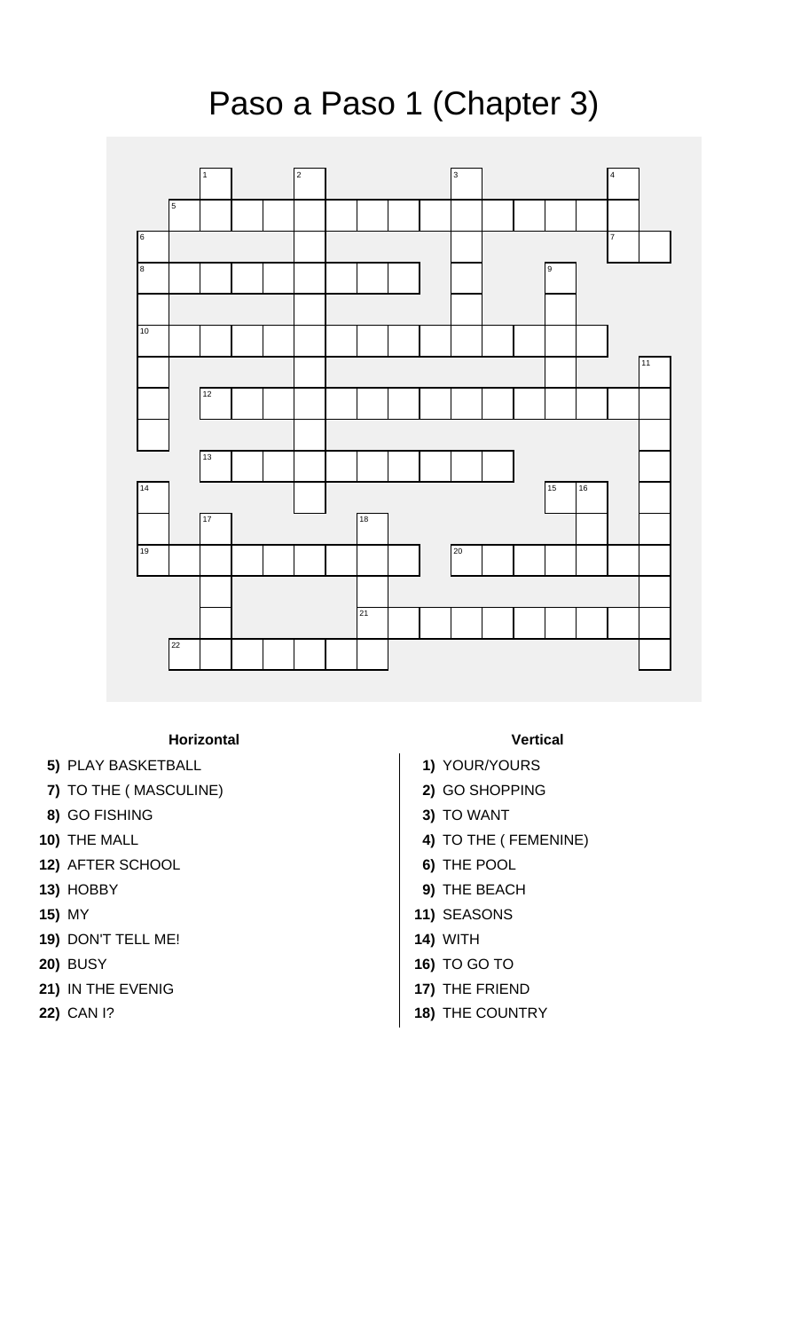# Paso a Paso 1 (Chapter 3)

**Horizontal**

**5)** PLAY BASKETBALL
**7)** TO THE ( MASCULINE)
**8)** GO FISHING
**10)** THE MALL
**12)** AFTER SCHOOL
**13)** HOBBY
**15)** MY
**19)** DON'T TELL ME!
**20)** BUSY
**21)** IN THE EVENIG
**22)** CAN I?

**Vertical**

**1)** YOUR/YOURS
**2)** GO SHOPPING
**3)** TO WANT
**4)** TO THE ( FEMENINE)
**6)** THE POOL
**9)** THE BEACH
**11)** SEASONS
**14)** WITH
**16)** TO GO TO
**17)** THE FRIEND
**18)** THE COUNTRY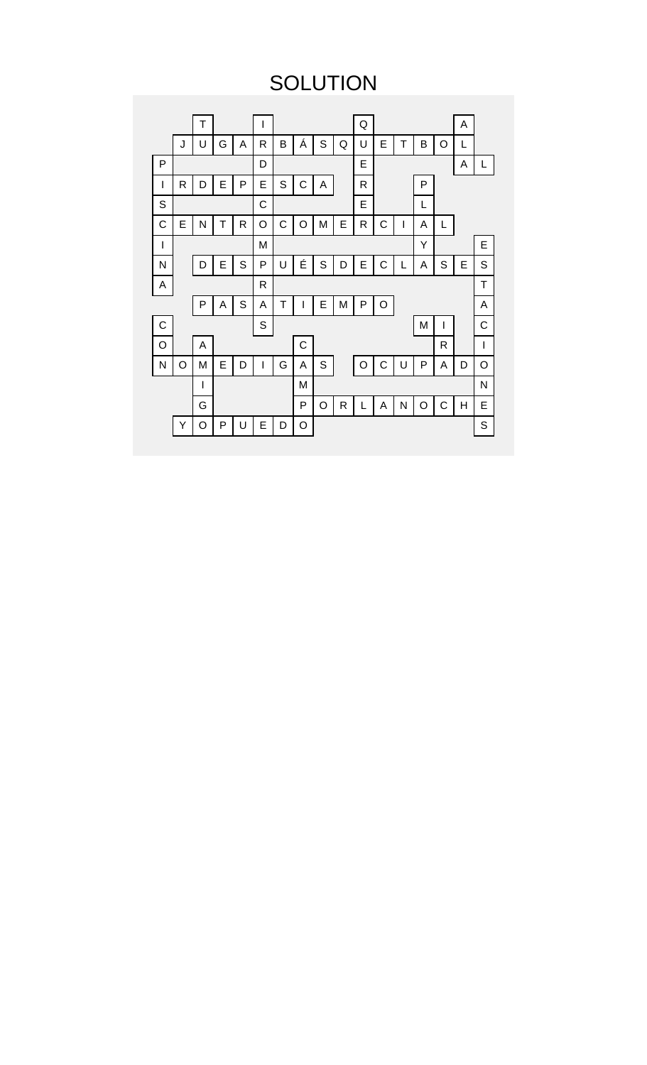# SOLUTION

| | | | | | | | | | | | | | | | | |
|---|---|---|---|---|---|---|---|---|---|---|---|---|---|---|---|---|
| | | T | | | I | | | | | Q | | | | | A | |
| | J | U | G | A | R | B | Á | S | Q | U | E | T | B | O | L | |
| P | | | | | D | | | | | E | | | | | A | L |
| I | R | D | E | P | E | S | C | A | | R | | | P | | | |
| S | | | | | C | | | | | E | | | L | | | |
| C | E | N | T | R | O | C | O | M | E | R | C | I | A | L | | |
| I | | | | | M | | | | | | | | Y | | | E |
| N | | D | E | S | P | U | É | S | D | E | C | L | A | S | E | S |
| A | | | | | R | | | | | | | | | | | T |
| | | P | A | S | A | T | I | E | M | P | O | | | | | A |
| C | | | | | S | | | | | | | | M | I | | C |
| O | | A | | | | | C | | | | | | | R | | I |
| N | O | M | E | D | I | G | A | S | | O | C | U | P | A | D | O |
| | | I | | | | | M | | | | | | | | | N |
| | | G | | | | | P | O | R | L | A | N | O | C | H | E |
| | Y | O | P | U | E | D | O | | | | | | | | | S |